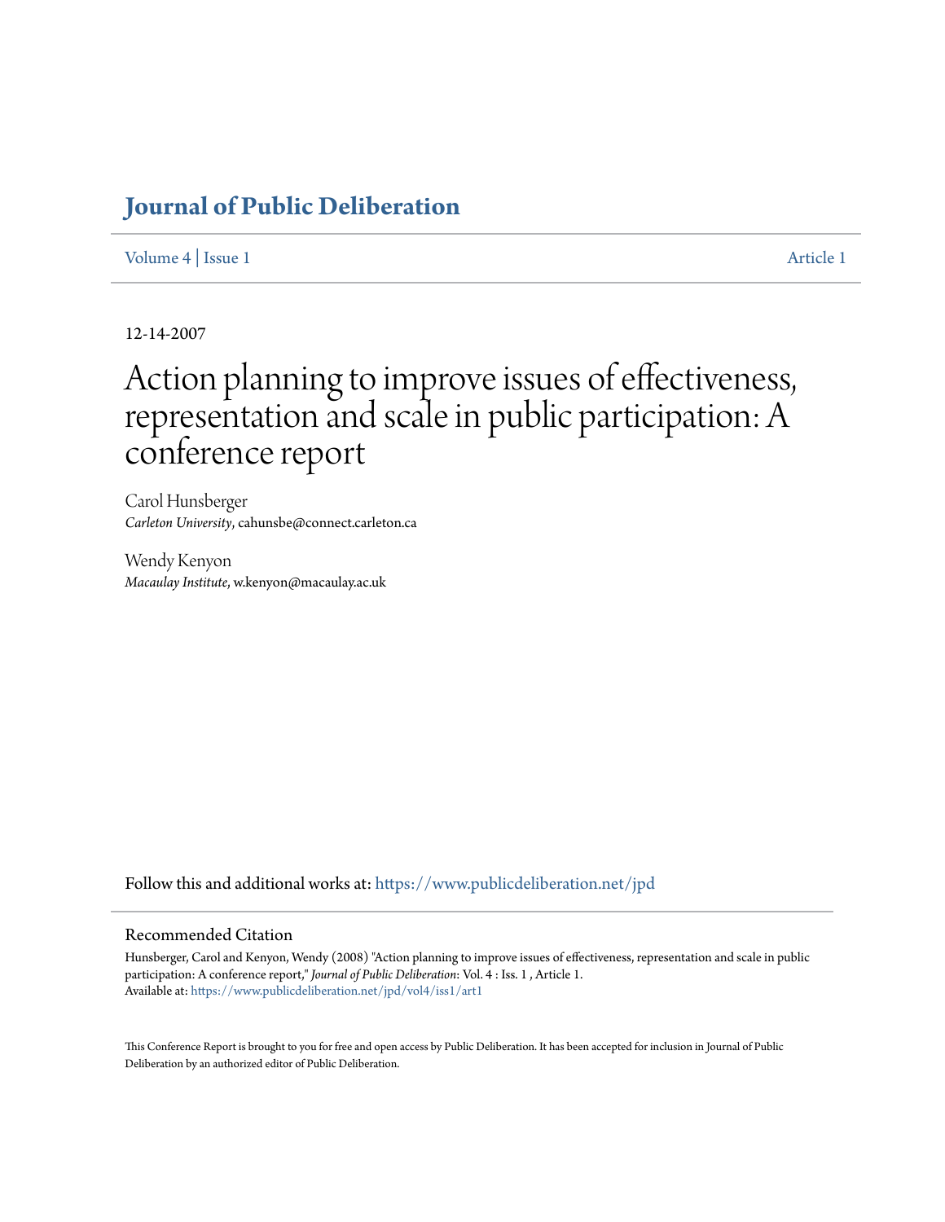# Journal of Public Deliberation

Volume 4 | Issue 1 Article 1

12-14-2007

# Action planning to improve issues of effectiveness, representation and scale in public participation: A conference report

Carol Hunsberger
*Carleton University*, cahunsbe@connect.carleton.ca

Wendy Kenyon
*Macaulay Institute*, w.kenyon@macaulay.ac.uk

Follow this and additional works at: https://www.publicdeliberation.net/jpd

## Recommended Citation

Hunsberger, Carol and Kenyon, Wendy (2008) "Action planning to improve issues of effectiveness, representation and scale in public participation: A conference report," *Journal of Public Deliberation*: Vol. 4 : Iss. 1 , Article 1.
Available at: https://www.publicdeliberation.net/jpd/vol4/iss1/art1

This Conference Report is brought to you for free and open access by Public Deliberation. It has been accepted for inclusion in Journal of Public Deliberation by an authorized editor of Public Deliberation.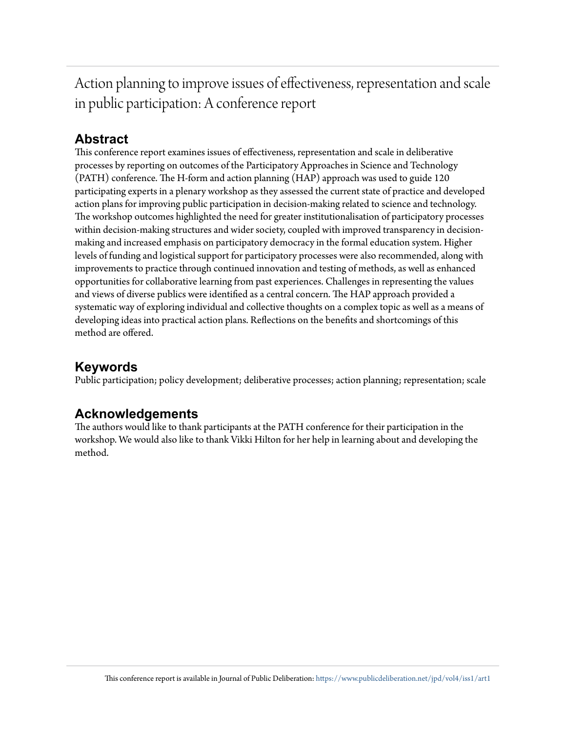# Action planning to improve issues of effectiveness, representation and scale in public participation: A conference report

## Abstract

This conference report examines issues of effectiveness, representation and scale in deliberative processes by reporting on outcomes of the Participatory Approaches in Science and Technology (PATH) conference. The H-form and action planning (HAP) approach was used to guide 120 participating experts in a plenary workshop as they assessed the current state of practice and developed action plans for improving public participation in decision-making related to science and technology. The workshop outcomes highlighted the need for greater institutionalisation of participatory processes within decision-making structures and wider society, coupled with improved transparency in decision-making and increased emphasis on participatory democracy in the formal education system. Higher levels of funding and logistical support for participatory processes were also recommended, along with improvements to practice through continued innovation and testing of methods, as well as enhanced opportunities for collaborative learning from past experiences. Challenges in representing the values and views of diverse publics were identified as a central concern. The HAP approach provided a systematic way of exploring individual and collective thoughts on a complex topic as well as a means of developing ideas into practical action plans. Reflections on the benefits and shortcomings of this method are offered.

## Keywords

Public participation; policy development; deliberative processes; action planning; representation; scale

## Acknowledgements

The authors would like to thank participants at the PATH conference for their participation in the workshop. We would also like to thank Vikki Hilton for her help in learning about and developing the method.

This conference report is available in Journal of Public Deliberation: https://www.publicdeliberation.net/jpd/vol4/iss1/art1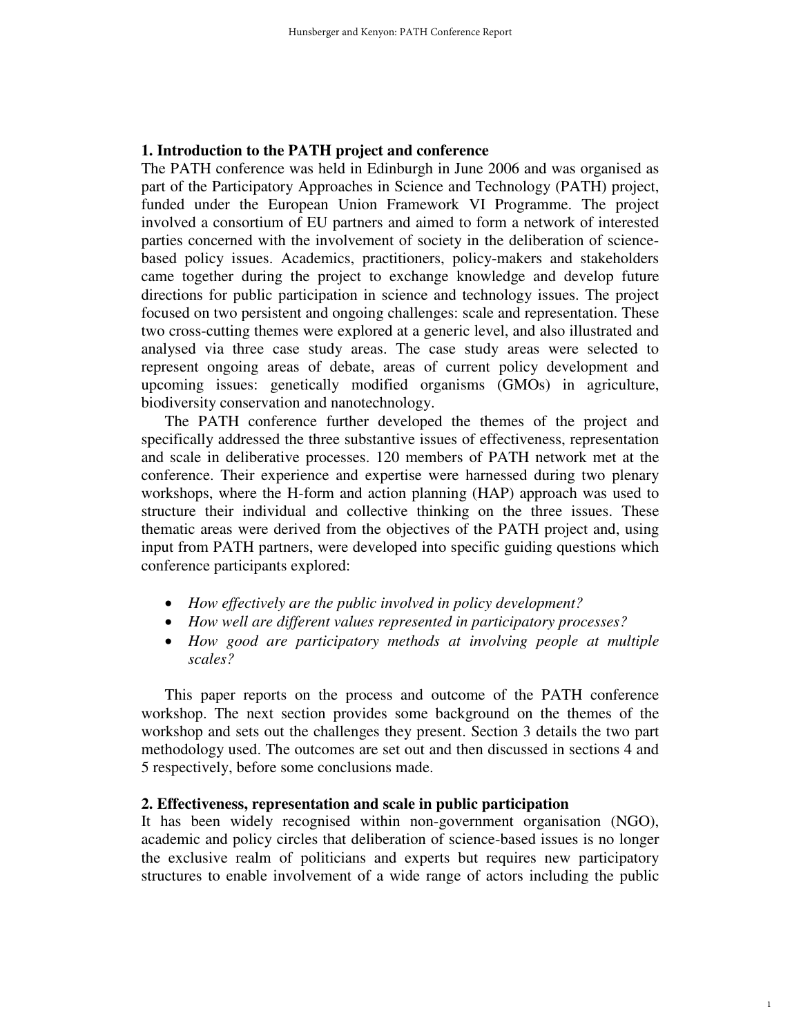## 1. Introduction to the PATH project and conference

The PATH conference was held in Edinburgh in June 2006 and was organised as part of the Participatory Approaches in Science and Technology (PATH) project, funded under the European Union Framework VI Programme. The project involved a consortium of EU partners and aimed to form a network of interested parties concerned with the involvement of society in the deliberation of science-based policy issues. Academics, practitioners, policy-makers and stakeholders came together during the project to exchange knowledge and develop future directions for public participation in science and technology issues. The project focused on two persistent and ongoing challenges: scale and representation. These two cross-cutting themes were explored at a generic level, and also illustrated and analysed via three case study areas. The case study areas were selected to represent ongoing areas of debate, areas of current policy development and upcoming issues: genetically modified organisms (GMOs) in agriculture, biodiversity conservation and nanotechnology.

The PATH conference further developed the themes of the project and specifically addressed the three substantive issues of effectiveness, representation and scale in deliberative processes. 120 members of PATH network met at the conference. Their experience and expertise were harnessed during two plenary workshops, where the H-form and action planning (HAP) approach was used to structure their individual and collective thinking on the three issues. These thematic areas were derived from the objectives of the PATH project and, using input from PATH partners, were developed into specific guiding questions which conference participants explored:

- *How effectively are the public involved in policy development?*
- *How well are different values represented in participatory processes?*
- *How good are participatory methods at involving people at multiple scales?*

This paper reports on the process and outcome of the PATH conference workshop. The next section provides some background on the themes of the workshop and sets out the challenges they present. Section 3 details the two part methodology used. The outcomes are set out and then discussed in sections 4 and 5 respectively, before some conclusions made.

## 2. Effectiveness, representation and scale in public participation

It has been widely recognised within non-government organisation (NGO), academic and policy circles that deliberation of science-based issues is no longer the exclusive realm of politicians and experts but requires new participatory structures to enable involvement of a wide range of actors including the public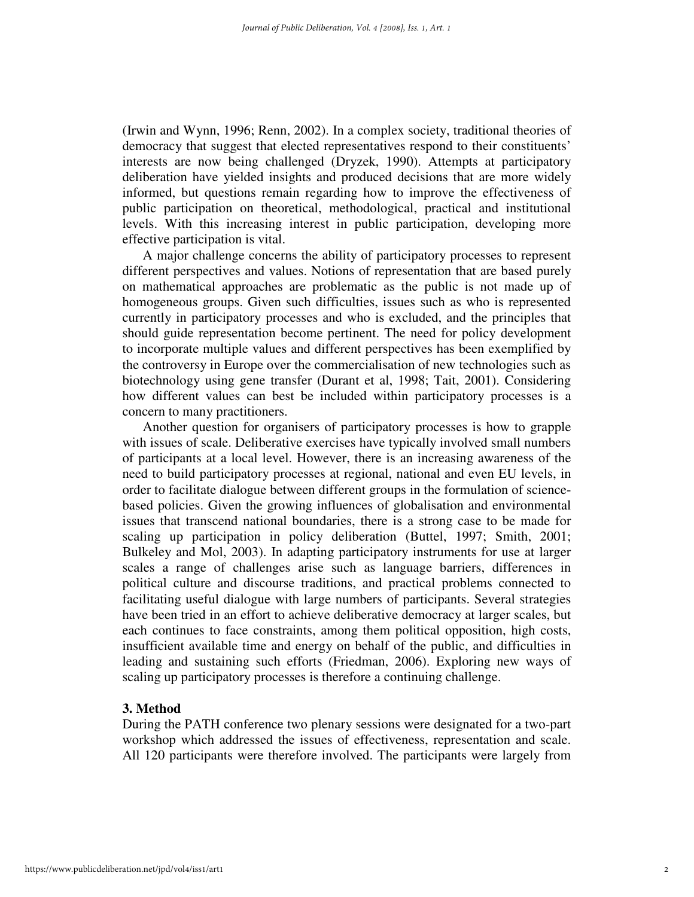(Irwin and Wynn, 1996; Renn, 2002). In a complex society, traditional theories of democracy that suggest that elected representatives respond to their constituents' interests are now being challenged (Dryzek, 1990). Attempts at participatory deliberation have yielded insights and produced decisions that are more widely informed, but questions remain regarding how to improve the effectiveness of public participation on theoretical, methodological, practical and institutional levels. With this increasing interest in public participation, developing more effective participation is vital.

A major challenge concerns the ability of participatory processes to represent different perspectives and values. Notions of representation that are based purely on mathematical approaches are problematic as the public is not made up of homogeneous groups. Given such difficulties, issues such as who is represented currently in participatory processes and who is excluded, and the principles that should guide representation become pertinent. The need for policy development to incorporate multiple values and different perspectives has been exemplified by the controversy in Europe over the commercialisation of new technologies such as biotechnology using gene transfer (Durant et al, 1998; Tait, 2001). Considering how different values can best be included within participatory processes is a concern to many practitioners.

Another question for organisers of participatory processes is how to grapple with issues of scale. Deliberative exercises have typically involved small numbers of participants at a local level. However, there is an increasing awareness of the need to build participatory processes at regional, national and even EU levels, in order to facilitate dialogue between different groups in the formulation of science-based policies. Given the growing influences of globalisation and environmental issues that transcend national boundaries, there is a strong case to be made for scaling up participation in policy deliberation (Buttel, 1997; Smith, 2001; Bulkeley and Mol, 2003). In adapting participatory instruments for use at larger scales a range of challenges arise such as language barriers, differences in political culture and discourse traditions, and practical problems connected to facilitating useful dialogue with large numbers of participants. Several strategies have been tried in an effort to achieve deliberative democracy at larger scales, but each continues to face constraints, among them political opposition, high costs, insufficient available time and energy on behalf of the public, and difficulties in leading and sustaining such efforts (Friedman, 2006). Exploring new ways of scaling up participatory processes is therefore a continuing challenge.

## 3. Method

During the PATH conference two plenary sessions were designated for a two-part workshop which addressed the issues of effectiveness, representation and scale. All 120 participants were therefore involved. The participants were largely from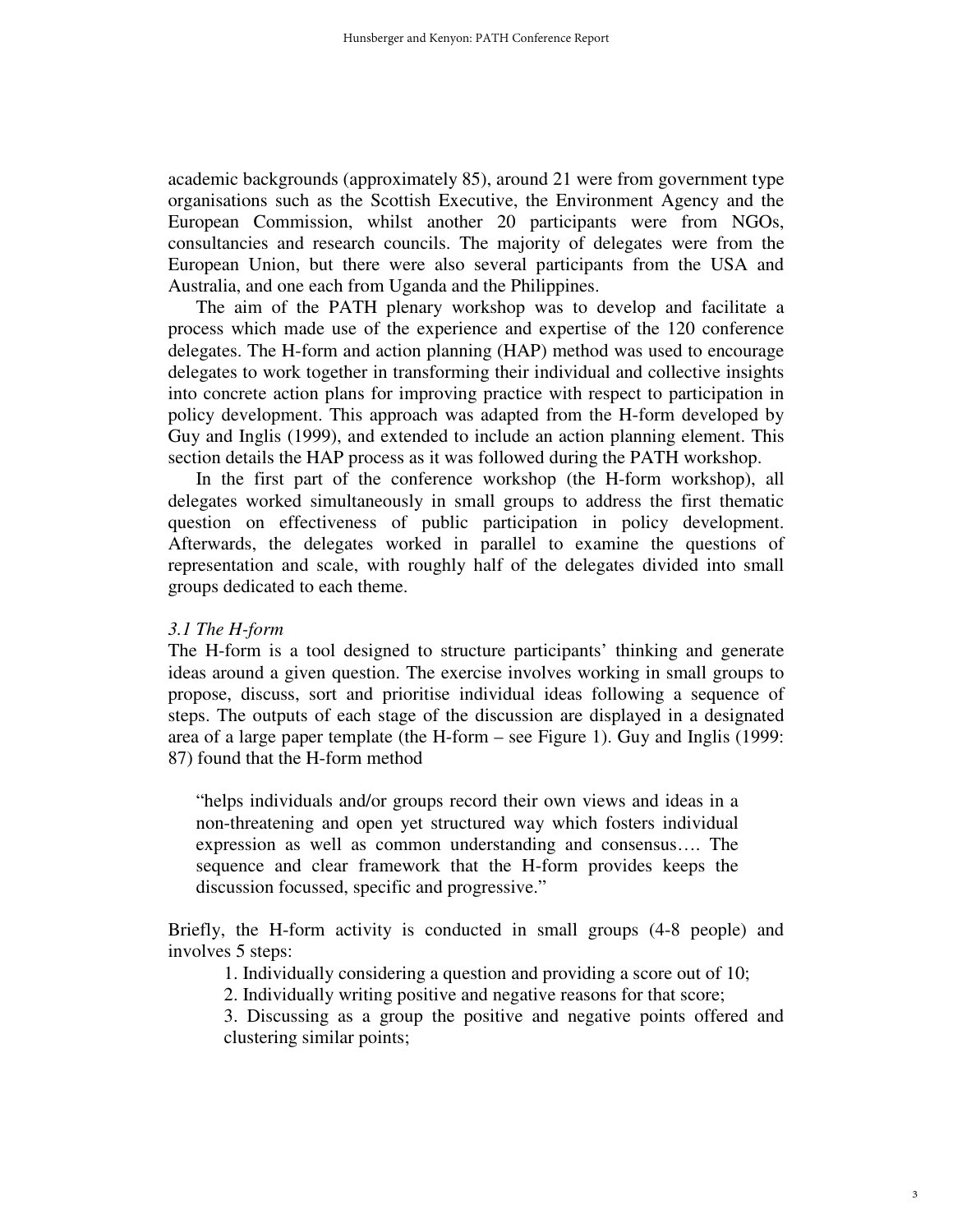academic backgrounds (approximately 85), around 21 were from government type organisations such as the Scottish Executive, the Environment Agency and the European Commission, whilst another 20 participants were from NGOs, consultancies and research councils. The majority of delegates were from the European Union, but there were also several participants from the USA and Australia, and one each from Uganda and the Philippines.

The aim of the PATH plenary workshop was to develop and facilitate a process which made use of the experience and expertise of the 120 conference delegates. The H-form and action planning (HAP) method was used to encourage delegates to work together in transforming their individual and collective insights into concrete action plans for improving practice with respect to participation in policy development. This approach was adapted from the H-form developed by Guy and Inglis (1999), and extended to include an action planning element. This section details the HAP process as it was followed during the PATH workshop.

In the first part of the conference workshop (the H-form workshop), all delegates worked simultaneously in small groups to address the first thematic question on effectiveness of public participation in policy development. Afterwards, the delegates worked in parallel to examine the questions of representation and scale, with roughly half of the delegates divided into small groups dedicated to each theme.

### *3.1 The H-form*

The H-form is a tool designed to structure participants' thinking and generate ideas around a given question. The exercise involves working in small groups to propose, discuss, sort and prioritise individual ideas following a sequence of steps. The outputs of each stage of the discussion are displayed in a designated area of a large paper template (the H-form – see Figure 1). Guy and Inglis (1999: 87) found that the H-form method

> "helps individuals and/or groups record their own views and ideas in a non-threatening and open yet structured way which fosters individual expression as well as common understanding and consensus…. The sequence and clear framework that the H-form provides keeps the discussion focussed, specific and progressive."

Briefly, the H-form activity is conducted in small groups (4-8 people) and involves 5 steps:

1. Individually considering a question and providing a score out of 10;
2. Individually writing positive and negative reasons for that score;
3. Discussing as a group the positive and negative points offered and clustering similar points;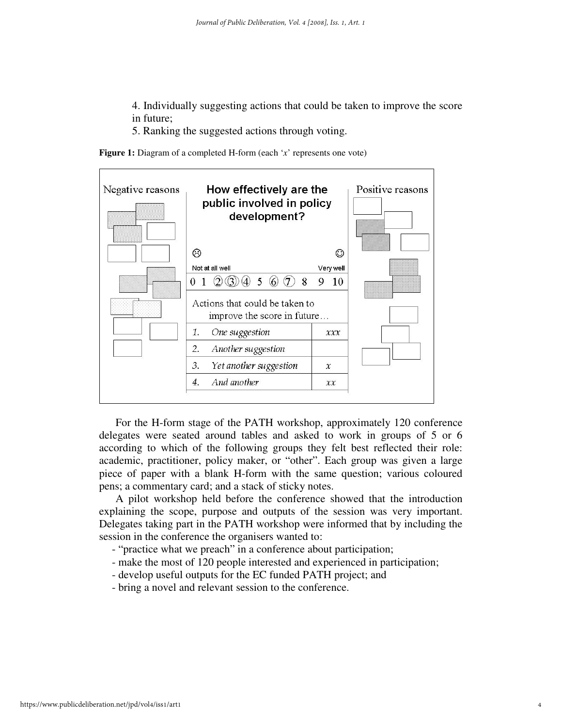4. Individually suggesting actions that could be taken to improve the score in future;
5. Ranking the suggested actions through voting.

**Figure 1:** Diagram of a completed H-form (each '*x*' represents one vote)

| Negative reasons | How effectively are the public involved in policy development? | | Positive reasons |
|---|---|---|---|
| | ☹ Not at all well ... Very well ☺ | | |
| | 0 1 ② ③ ④ 5 ⑥ ⑦ 8 9 10 | | |
| | Actions that could be taken to improve the score in future… | | |
| | 1. *One suggestion* | *xxx* | |
| | 2. *Another suggestion* | | |
| | 3. *Yet another suggestion* | *x* | |
| | 4. *And another* | *xx* | |

For the H-form stage of the PATH workshop, approximately 120 conference delegates were seated around tables and asked to work in groups of 5 or 6 according to which of the following groups they felt best reflected their role: academic, practitioner, policy maker, or "other". Each group was given a large piece of paper with a blank H-form with the same question; various coloured pens; a commentary card; and a stack of sticky notes.

A pilot workshop held before the conference showed that the introduction explaining the scope, purpose and outputs of the session was very important. Delegates taking part in the PATH workshop were informed that by including the session in the conference the organisers wanted to:

- "practice what we preach" in a conference about participation;
- make the most of 120 people interested and experienced in participation;
- develop useful outputs for the EC funded PATH project; and
- bring a novel and relevant session to the conference.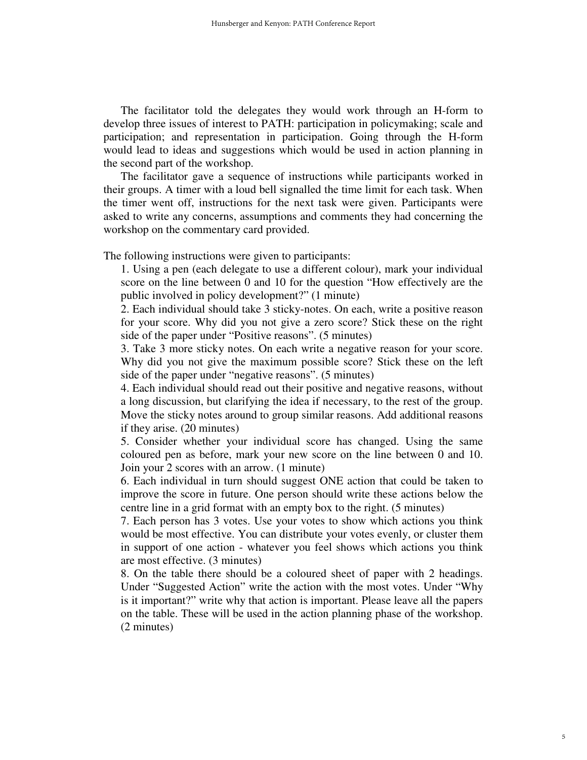The facilitator told the delegates they would work through an H-form to develop three issues of interest to PATH: participation in policymaking; scale and participation; and representation in participation. Going through the H-form would lead to ideas and suggestions which would be used in action planning in the second part of the workshop.

The facilitator gave a sequence of instructions while participants worked in their groups. A timer with a loud bell signalled the time limit for each task. When the timer went off, instructions for the next task were given. Participants were asked to write any concerns, assumptions and comments they had concerning the workshop on the commentary card provided.

The following instructions were given to participants:

1. Using a pen (each delegate to use a different colour), mark your individual score on the line between 0 and 10 for the question "How effectively are the public involved in policy development?" (1 minute)
2. Each individual should take 3 sticky-notes. On each, write a positive reason for your score. Why did you not give a zero score? Stick these on the right side of the paper under "Positive reasons". (5 minutes)
3. Take 3 more sticky notes. On each write a negative reason for your score. Why did you not give the maximum possible score? Stick these on the left side of the paper under "negative reasons". (5 minutes)
4. Each individual should read out their positive and negative reasons, without a long discussion, but clarifying the idea if necessary, to the rest of the group. Move the sticky notes around to group similar reasons. Add additional reasons if they arise. (20 minutes)
5. Consider whether your individual score has changed. Using the same coloured pen as before, mark your new score on the line between 0 and 10. Join your 2 scores with an arrow. (1 minute)
6. Each individual in turn should suggest ONE action that could be taken to improve the score in future. One person should write these actions below the centre line in a grid format with an empty box to the right. (5 minutes)
7. Each person has 3 votes. Use your votes to show which actions you think would be most effective. You can distribute your votes evenly, or cluster them in support of one action - whatever you feel shows which actions you think are most effective. (3 minutes)
8. On the table there should be a coloured sheet of paper with 2 headings. Under "Suggested Action" write the action with the most votes. Under "Why is it important?" write why that action is important. Please leave all the papers on the table. These will be used in the action planning phase of the workshop. (2 minutes)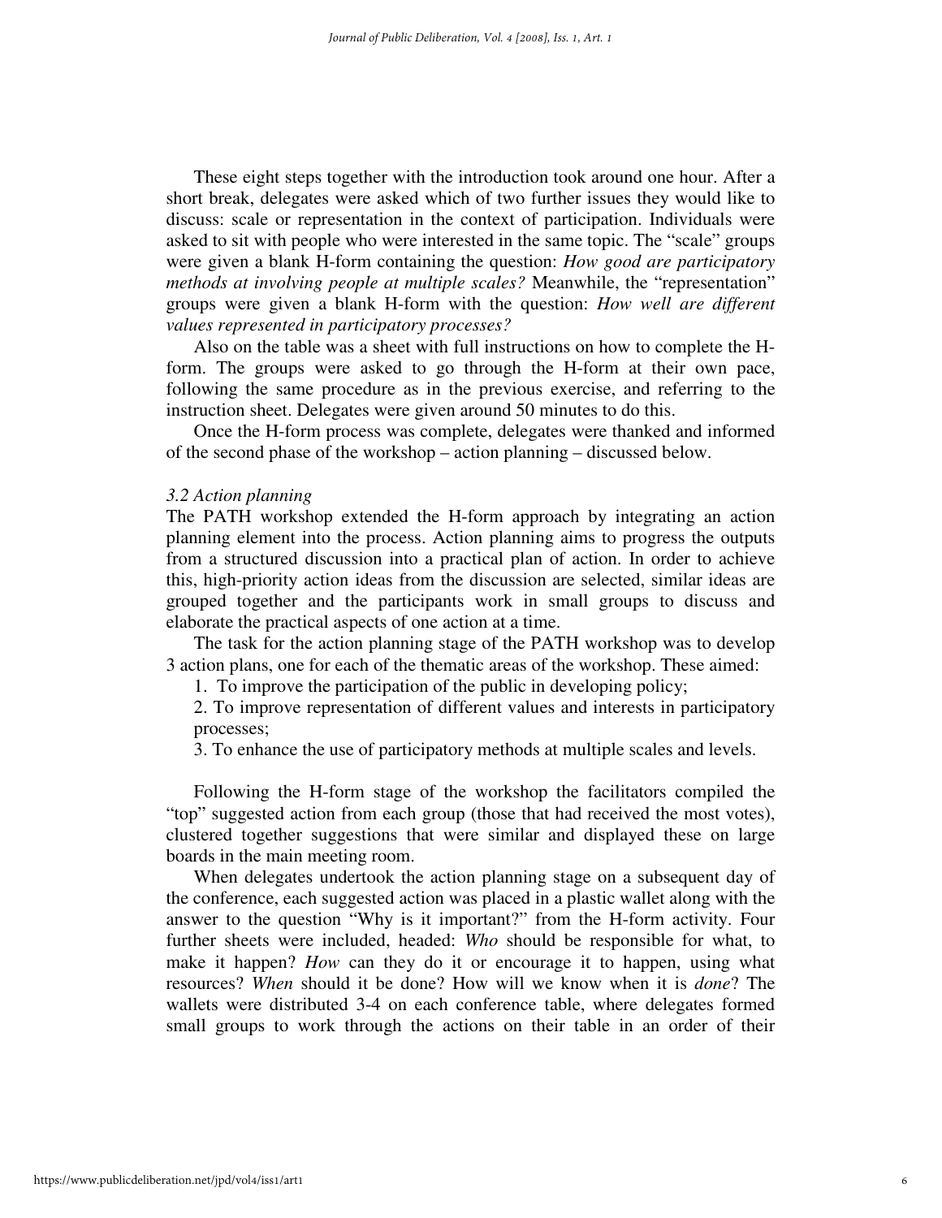These eight steps together with the introduction took around one hour. After a short break, delegates were asked which of two further issues they would like to discuss: scale or representation in the context of participation. Individuals were asked to sit with people who were interested in the same topic. The "scale" groups were given a blank H-form containing the question: *How good are participatory methods at involving people at multiple scales?* Meanwhile, the "representation" groups were given a blank H-form with the question: *How well are different values represented in participatory processes?*

Also on the table was a sheet with full instructions on how to complete the H-form. The groups were asked to go through the H-form at their own pace, following the same procedure as in the previous exercise, and referring to the instruction sheet. Delegates were given around 50 minutes to do this.

Once the H-form process was complete, delegates were thanked and informed of the second phase of the workshop – action planning – discussed below.

*3.2 Action planning*

The PATH workshop extended the H-form approach by integrating an action planning element into the process. Action planning aims to progress the outputs from a structured discussion into a practical plan of action. In order to achieve this, high-priority action ideas from the discussion are selected, similar ideas are grouped together and the participants work in small groups to discuss and elaborate the practical aspects of one action at a time.

The task for the action planning stage of the PATH workshop was to develop 3 action plans, one for each of the thematic areas of the workshop. These aimed:

1. To improve the participation of the public in developing policy;
2. To improve representation of different values and interests in participatory processes;
3. To enhance the use of participatory methods at multiple scales and levels.

Following the H-form stage of the workshop the facilitators compiled the "top" suggested action from each group (those that had received the most votes), clustered together suggestions that were similar and displayed these on large boards in the main meeting room.

When delegates undertook the action planning stage on a subsequent day of the conference, each suggested action was placed in a plastic wallet along with the answer to the question "Why is it important?" from the H-form activity. Four further sheets were included, headed: *Who* should be responsible for what, to make it happen? *How* can they do it or encourage it to happen, using what resources? *When* should it be done? How will we know when it is *done*? The wallets were distributed 3-4 on each conference table, where delegates formed small groups to work through the actions on their table in an order of their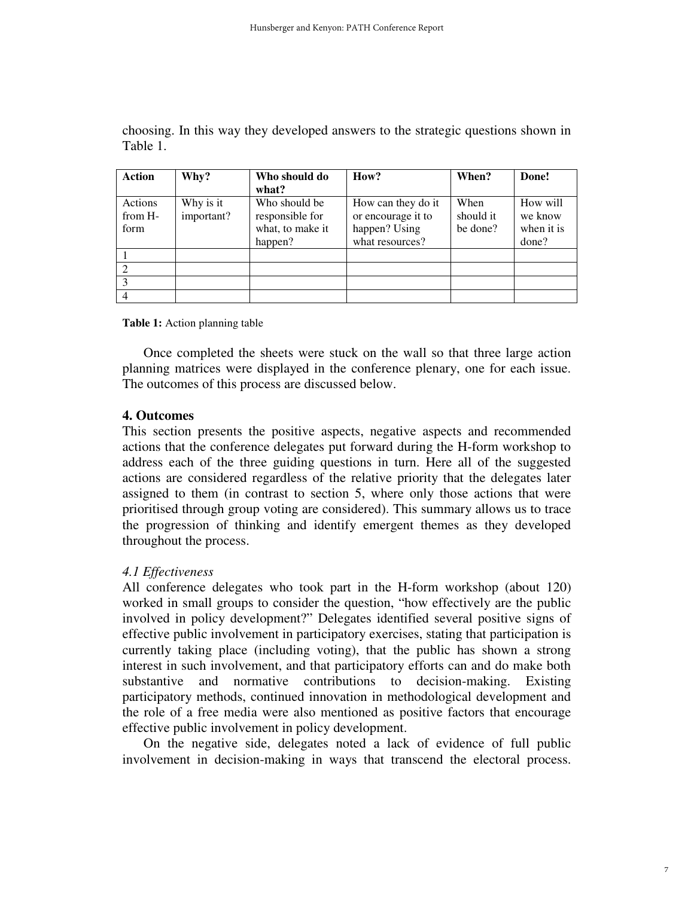choosing. In this way they developed answers to the strategic questions shown in Table 1.

| **Action** | **Why?** | **Who should do what?** | **How?** | **When?** | **Done!** |
|---|---|---|---|---|---|
| Actions from H-form | Why is it important? | Who should be responsible for what, to make it happen? | How can they do it or encourage it to happen? Using what resources? | When should it be done? | How will we know when it is done? |
| 1 | | | | | |
| 2 | | | | | |
| 3 | | | | | |
| 4 | | | | | |

**Table 1:** Action planning table

Once completed the sheets were stuck on the wall so that three large action planning matrices were displayed in the conference plenary, one for each issue. The outcomes of this process are discussed below.

## 4. Outcomes

This section presents the positive aspects, negative aspects and recommended actions that the conference delegates put forward during the H-form workshop to address each of the three guiding questions in turn. Here all of the suggested actions are considered regardless of the relative priority that the delegates later assigned to them (in contrast to section 5, where only those actions that were prioritised through group voting are considered). This summary allows us to trace the progression of thinking and identify emergent themes as they developed throughout the process.

### *4.1 Effectiveness*

All conference delegates who took part in the H-form workshop (about 120) worked in small groups to consider the question, "how effectively are the public involved in policy development?" Delegates identified several positive signs of effective public involvement in participatory exercises, stating that participation is currently taking place (including voting), that the public has shown a strong interest in such involvement, and that participatory efforts can and do make both substantive and normative contributions to decision-making. Existing participatory methods, continued innovation in methodological development and the role of a free media were also mentioned as positive factors that encourage effective public involvement in policy development.

On the negative side, delegates noted a lack of evidence of full public involvement in decision-making in ways that transcend the electoral process.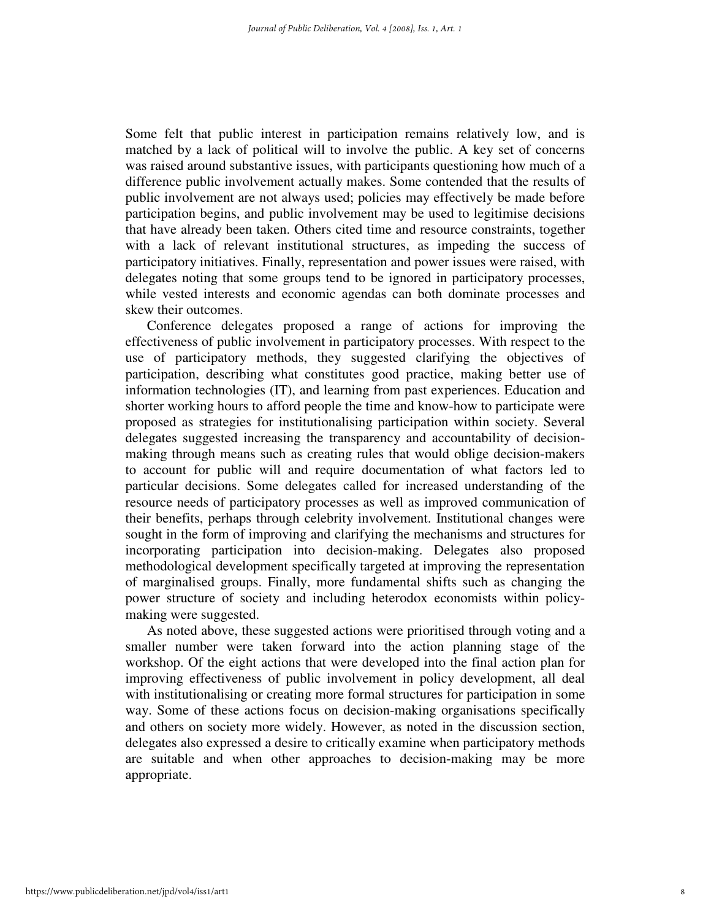Some felt that public interest in participation remains relatively low, and is matched by a lack of political will to involve the public. A key set of concerns was raised around substantive issues, with participants questioning how much of a difference public involvement actually makes. Some contended that the results of public involvement are not always used; policies may effectively be made before participation begins, and public involvement may be used to legitimise decisions that have already been taken. Others cited time and resource constraints, together with a lack of relevant institutional structures, as impeding the success of participatory initiatives. Finally, representation and power issues were raised, with delegates noting that some groups tend to be ignored in participatory processes, while vested interests and economic agendas can both dominate processes and skew their outcomes.

Conference delegates proposed a range of actions for improving the effectiveness of public involvement in participatory processes. With respect to the use of participatory methods, they suggested clarifying the objectives of participation, describing what constitutes good practice, making better use of information technologies (IT), and learning from past experiences. Education and shorter working hours to afford people the time and know-how to participate were proposed as strategies for institutionalising participation within society. Several delegates suggested increasing the transparency and accountability of decision-making through means such as creating rules that would oblige decision-makers to account for public will and require documentation of what factors led to particular decisions. Some delegates called for increased understanding of the resource needs of participatory processes as well as improved communication of their benefits, perhaps through celebrity involvement. Institutional changes were sought in the form of improving and clarifying the mechanisms and structures for incorporating participation into decision-making. Delegates also proposed methodological development specifically targeted at improving the representation of marginalised groups. Finally, more fundamental shifts such as changing the power structure of society and including heterodox economists within policy-making were suggested.

As noted above, these suggested actions were prioritised through voting and a smaller number were taken forward into the action planning stage of the workshop. Of the eight actions that were developed into the final action plan for improving effectiveness of public involvement in policy development, all deal with institutionalising or creating more formal structures for participation in some way. Some of these actions focus on decision-making organisations specifically and others on society more widely. However, as noted in the discussion section, delegates also expressed a desire to critically examine when participatory methods are suitable and when other approaches to decision-making may be more appropriate.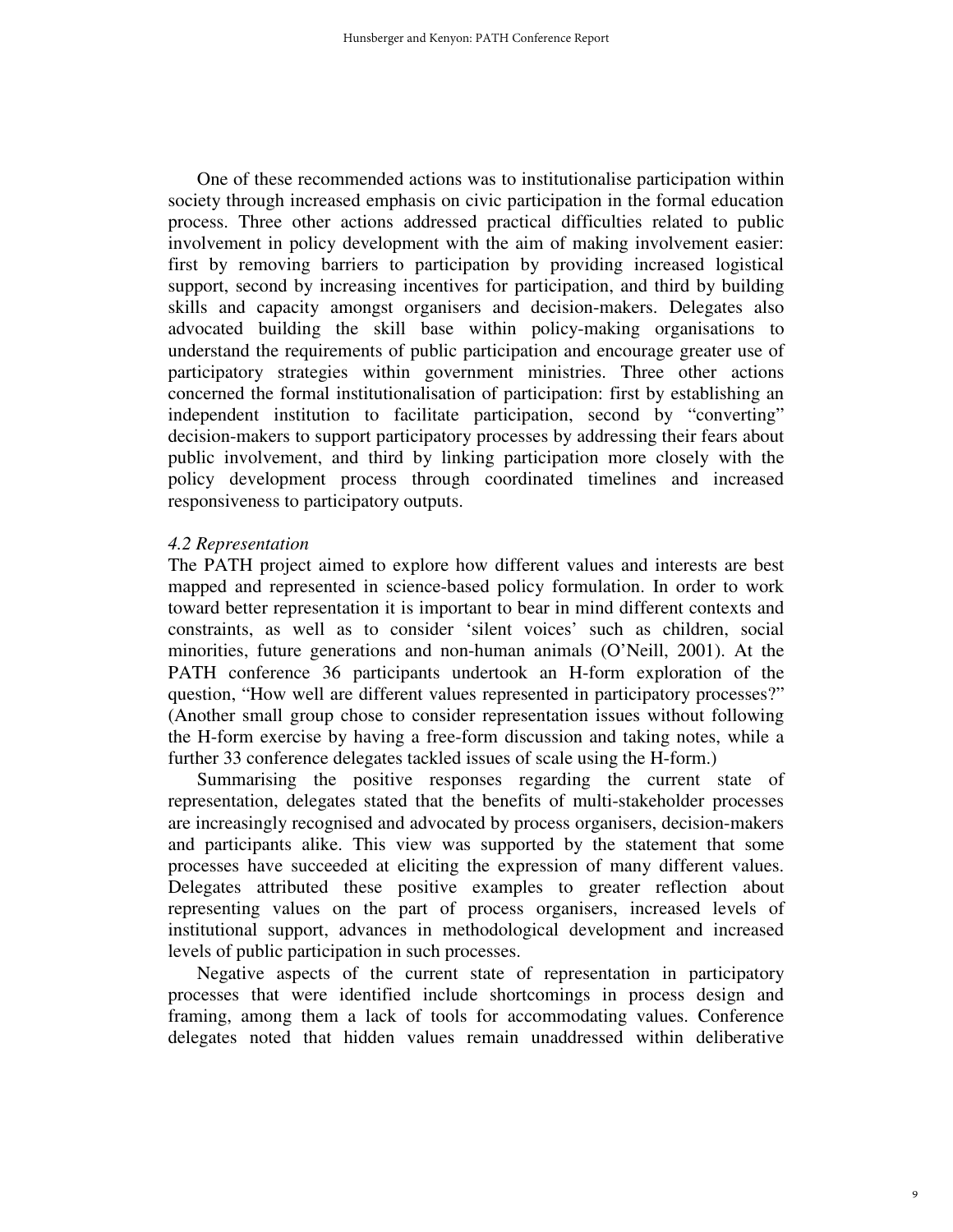One of these recommended actions was to institutionalise participation within society through increased emphasis on civic participation in the formal education process. Three other actions addressed practical difficulties related to public involvement in policy development with the aim of making involvement easier: first by removing barriers to participation by providing increased logistical support, second by increasing incentives for participation, and third by building skills and capacity amongst organisers and decision-makers. Delegates also advocated building the skill base within policy-making organisations to understand the requirements of public participation and encourage greater use of participatory strategies within government ministries. Three other actions concerned the formal institutionalisation of participation: first by establishing an independent institution to facilitate participation, second by "converting" decision-makers to support participatory processes by addressing their fears about public involvement, and third by linking participation more closely with the policy development process through coordinated timelines and increased responsiveness to participatory outputs.

### *4.2 Representation*

The PATH project aimed to explore how different values and interests are best mapped and represented in science-based policy formulation. In order to work toward better representation it is important to bear in mind different contexts and constraints, as well as to consider 'silent voices' such as children, social minorities, future generations and non-human animals (O'Neill, 2001). At the PATH conference 36 participants undertook an H-form exploration of the question, "How well are different values represented in participatory processes?" (Another small group chose to consider representation issues without following the H-form exercise by having a free-form discussion and taking notes, while a further 33 conference delegates tackled issues of scale using the H-form.)

Summarising the positive responses regarding the current state of representation, delegates stated that the benefits of multi-stakeholder processes are increasingly recognised and advocated by process organisers, decision-makers and participants alike. This view was supported by the statement that some processes have succeeded at eliciting the expression of many different values. Delegates attributed these positive examples to greater reflection about representing values on the part of process organisers, increased levels of institutional support, advances in methodological development and increased levels of public participation in such processes.

Negative aspects of the current state of representation in participatory processes that were identified include shortcomings in process design and framing, among them a lack of tools for accommodating values. Conference delegates noted that hidden values remain unaddressed within deliberative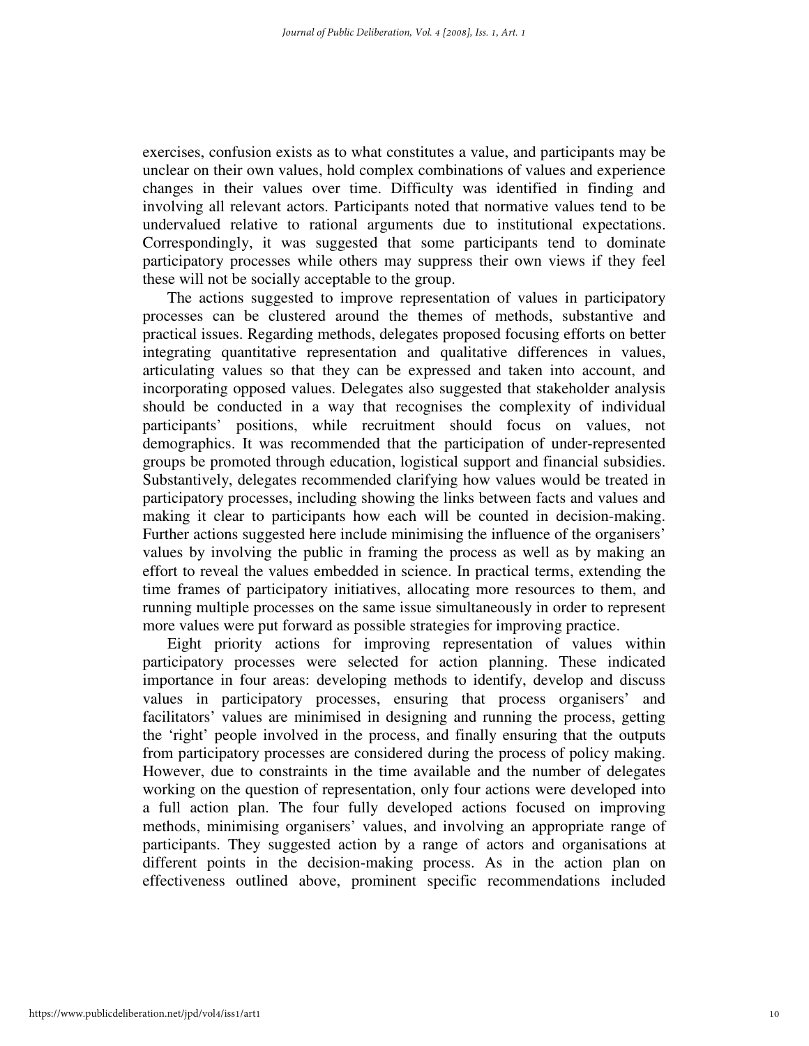exercises, confusion exists as to what constitutes a value, and participants may be unclear on their own values, hold complex combinations of values and experience changes in their values over time. Difficulty was identified in finding and involving all relevant actors. Participants noted that normative values tend to be undervalued relative to rational arguments due to institutional expectations. Correspondingly, it was suggested that some participants tend to dominate participatory processes while others may suppress their own views if they feel these will not be socially acceptable to the group.

The actions suggested to improve representation of values in participatory processes can be clustered around the themes of methods, substantive and practical issues. Regarding methods, delegates proposed focusing efforts on better integrating quantitative representation and qualitative differences in values, articulating values so that they can be expressed and taken into account, and incorporating opposed values. Delegates also suggested that stakeholder analysis should be conducted in a way that recognises the complexity of individual participants' positions, while recruitment should focus on values, not demographics. It was recommended that the participation of under-represented groups be promoted through education, logistical support and financial subsidies. Substantively, delegates recommended clarifying how values would be treated in participatory processes, including showing the links between facts and values and making it clear to participants how each will be counted in decision-making. Further actions suggested here include minimising the influence of the organisers' values by involving the public in framing the process as well as by making an effort to reveal the values embedded in science. In practical terms, extending the time frames of participatory initiatives, allocating more resources to them, and running multiple processes on the same issue simultaneously in order to represent more values were put forward as possible strategies for improving practice.

Eight priority actions for improving representation of values within participatory processes were selected for action planning. These indicated importance in four areas: developing methods to identify, develop and discuss values in participatory processes, ensuring that process organisers' and facilitators' values are minimised in designing and running the process, getting the 'right' people involved in the process, and finally ensuring that the outputs from participatory processes are considered during the process of policy making. However, due to constraints in the time available and the number of delegates working on the question of representation, only four actions were developed into a full action plan. The four fully developed actions focused on improving methods, minimising organisers' values, and involving an appropriate range of participants. They suggested action by a range of actors and organisations at different points in the decision-making process. As in the action plan on effectiveness outlined above, prominent specific recommendations included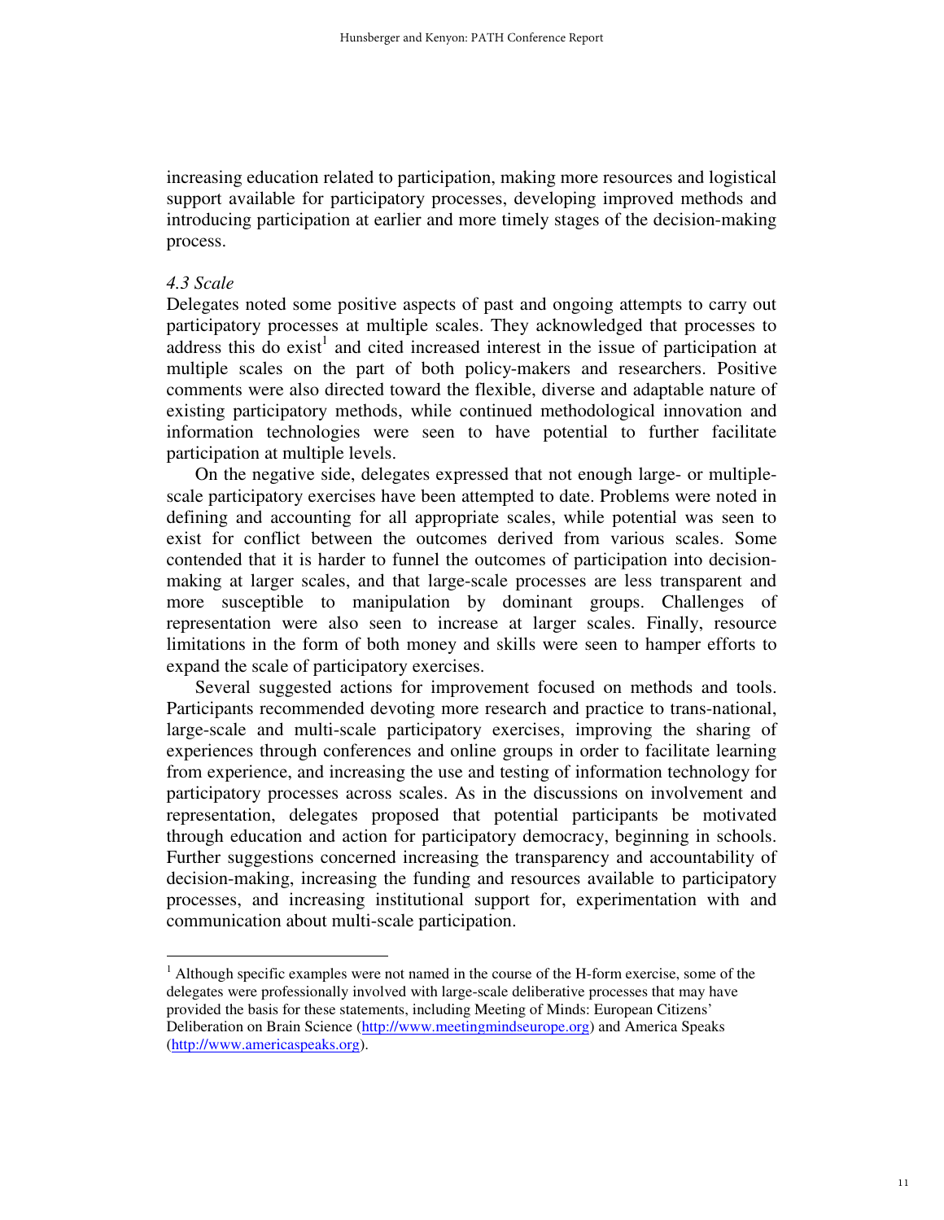increasing education related to participation, making more resources and logistical support available for participatory processes, developing improved methods and introducing participation at earlier and more timely stages of the decision-making process.

### *4.3 Scale*

Delegates noted some positive aspects of past and ongoing attempts to carry out participatory processes at multiple scales. They acknowledged that processes to address this do exist[1] and cited increased interest in the issue of participation at multiple scales on the part of both policy-makers and researchers. Positive comments were also directed toward the flexible, diverse and adaptable nature of existing participatory methods, while continued methodological innovation and information technologies were seen to have potential to further facilitate participation at multiple levels.

On the negative side, delegates expressed that not enough large- or multiple-scale participatory exercises have been attempted to date. Problems were noted in defining and accounting for all appropriate scales, while potential was seen to exist for conflict between the outcomes derived from various scales. Some contended that it is harder to funnel the outcomes of participation into decision-making at larger scales, and that large-scale processes are less transparent and more susceptible to manipulation by dominant groups. Challenges of representation were also seen to increase at larger scales. Finally, resource limitations in the form of both money and skills were seen to hamper efforts to expand the scale of participatory exercises.

Several suggested actions for improvement focused on methods and tools. Participants recommended devoting more research and practice to trans-national, large-scale and multi-scale participatory exercises, improving the sharing of experiences through conferences and online groups in order to facilitate learning from experience, and increasing the use and testing of information technology for participatory processes across scales. As in the discussions on involvement and representation, delegates proposed that potential participants be motivated through education and action for participatory democracy, beginning in schools. Further suggestions concerned increasing the transparency and accountability of decision-making, increasing the funding and resources available to participatory processes, and increasing institutional support for, experimentation with and communication about multi-scale participation.

---

[1] Although specific examples were not named in the course of the H-form exercise, some of the delegates were professionally involved with large-scale deliberative processes that may have provided the basis for these statements, including Meeting of Minds: European Citizens' Deliberation on Brain Science (http://www.meetingmindseurope.org) and America Speaks (http://www.americaspeaks.org).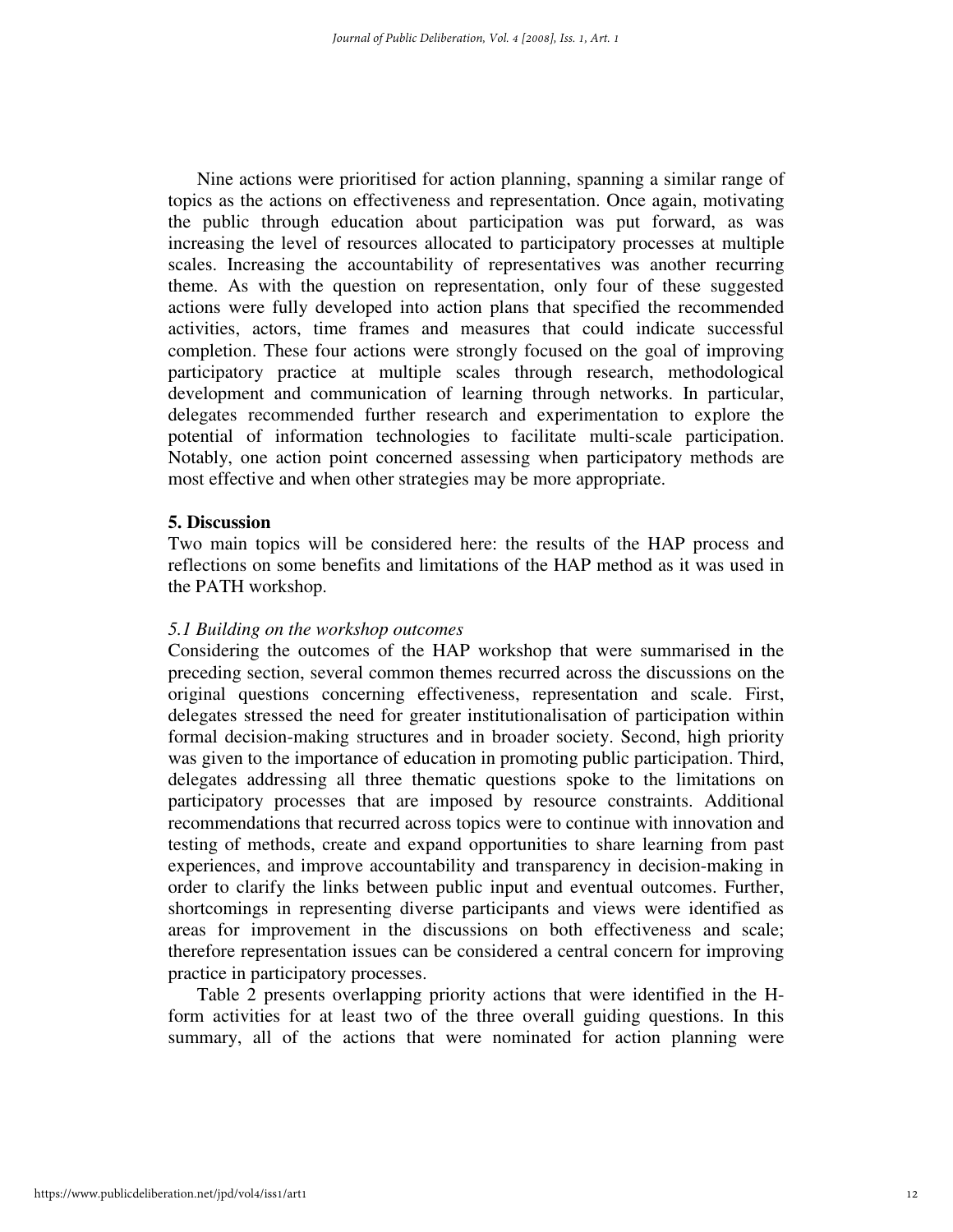Nine actions were prioritised for action planning, spanning a similar range of topics as the actions on effectiveness and representation. Once again, motivating the public through education about participation was put forward, as was increasing the level of resources allocated to participatory processes at multiple scales. Increasing the accountability of representatives was another recurring theme. As with the question on representation, only four of these suggested actions were fully developed into action plans that specified the recommended activities, actors, time frames and measures that could indicate successful completion. These four actions were strongly focused on the goal of improving participatory practice at multiple scales through research, methodological development and communication of learning through networks. In particular, delegates recommended further research and experimentation to explore the potential of information technologies to facilitate multi-scale participation. Notably, one action point concerned assessing when participatory methods are most effective and when other strategies may be more appropriate.

## 5. Discussion

Two main topics will be considered here: the results of the HAP process and reflections on some benefits and limitations of the HAP method as it was used in the PATH workshop.

### *5.1 Building on the workshop outcomes*

Considering the outcomes of the HAP workshop that were summarised in the preceding section, several common themes recurred across the discussions on the original questions concerning effectiveness, representation and scale. First, delegates stressed the need for greater institutionalisation of participation within formal decision-making structures and in broader society. Second, high priority was given to the importance of education in promoting public participation. Third, delegates addressing all three thematic questions spoke to the limitations on participatory processes that are imposed by resource constraints. Additional recommendations that recurred across topics were to continue with innovation and testing of methods, create and expand opportunities to share learning from past experiences, and improve accountability and transparency in decision-making in order to clarify the links between public input and eventual outcomes. Further, shortcomings in representing diverse participants and views were identified as areas for improvement in the discussions on both effectiveness and scale; therefore representation issues can be considered a central concern for improving practice in participatory processes.

Table 2 presents overlapping priority actions that were identified in the H-form activities for at least two of the three overall guiding questions. In this summary, all of the actions that were nominated for action planning were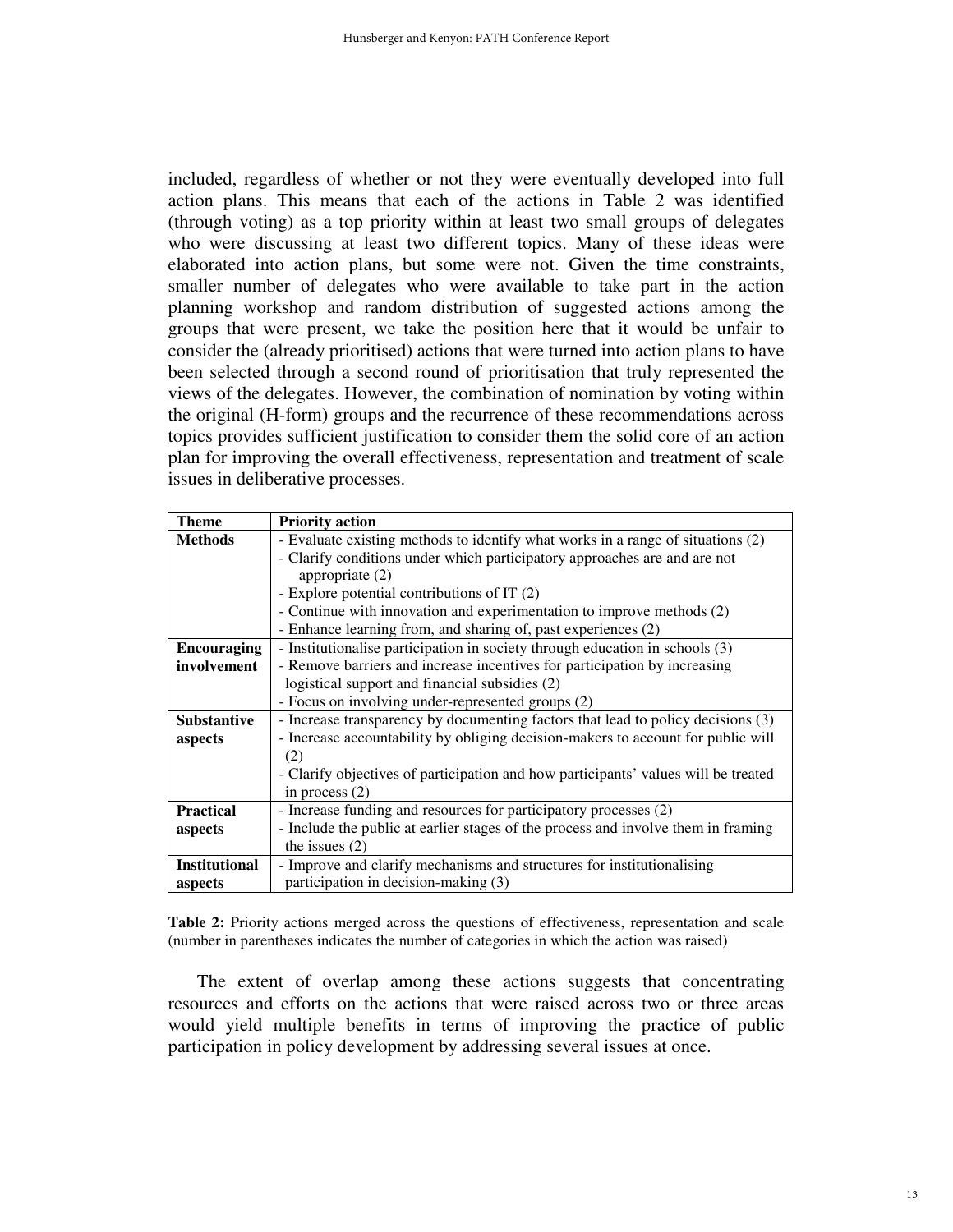included, regardless of whether or not they were eventually developed into full action plans. This means that each of the actions in Table 2 was identified (through voting) as a top priority within at least two small groups of delegates who were discussing at least two different topics. Many of these ideas were elaborated into action plans, but some were not. Given the time constraints, smaller number of delegates who were available to take part in the action planning workshop and random distribution of suggested actions among the groups that were present, we take the position here that it would be unfair to consider the (already prioritised) actions that were turned into action plans to have been selected through a second round of prioritisation that truly represented the views of the delegates. However, the combination of nomination by voting within the original (H-form) groups and the recurrence of these recommendations across topics provides sufficient justification to consider them the solid core of an action plan for improving the overall effectiveness, representation and treatment of scale issues in deliberative processes.

| Theme | Priority action |
|---|---|
| **Methods** | - Evaluate existing methods to identify what works in a range of situations (2)<br>- Clarify conditions under which participatory approaches are and are not appropriate (2)<br>- Explore potential contributions of IT (2)<br>- Continue with innovation and experimentation to improve methods (2)<br>- Enhance learning from, and sharing of, past experiences (2) |
| **Encouraging involvement** | - Institutionalise participation in society through education in schools (3)<br>- Remove barriers and increase incentives for participation by increasing logistical support and financial subsidies (2)<br>- Focus on involving under-represented groups (2) |
| **Substantive aspects** | - Increase transparency by documenting factors that lead to policy decisions (3)<br>- Increase accountability by obliging decision-makers to account for public will (2)<br>- Clarify objectives of participation and how participants' values will be treated in process (2) |
| **Practical aspects** | - Increase funding and resources for participatory processes (2)<br>- Include the public at earlier stages of the process and involve them in framing the issues (2) |
| **Institutional aspects** | - Improve and clarify mechanisms and structures for institutionalising participation in decision-making (3) |

**Table 2:** Priority actions merged across the questions of effectiveness, representation and scale (number in parentheses indicates the number of categories in which the action was raised)

The extent of overlap among these actions suggests that concentrating resources and efforts on the actions that were raised across two or three areas would yield multiple benefits in terms of improving the practice of public participation in policy development by addressing several issues at once.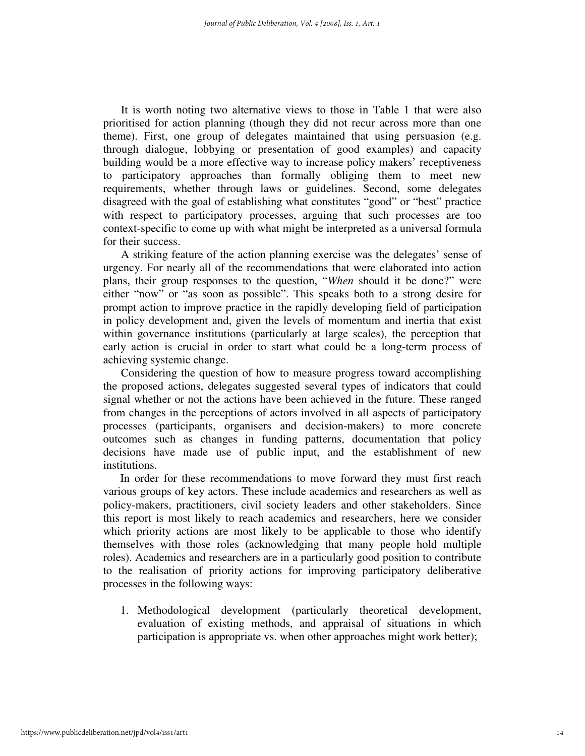It is worth noting two alternative views to those in Table 1 that were also prioritised for action planning (though they did not recur across more than one theme). First, one group of delegates maintained that using persuasion (e.g. through dialogue, lobbying or presentation of good examples) and capacity building would be a more effective way to increase policy makers' receptiveness to participatory approaches than formally obliging them to meet new requirements, whether through laws or guidelines. Second, some delegates disagreed with the goal of establishing what constitutes "good" or "best" practice with respect to participatory processes, arguing that such processes are too context-specific to come up with what might be interpreted as a universal formula for their success.

A striking feature of the action planning exercise was the delegates' sense of urgency. For nearly all of the recommendations that were elaborated into action plans, their group responses to the question, "*When* should it be done?" were either "now" or "as soon as possible". This speaks both to a strong desire for prompt action to improve practice in the rapidly developing field of participation in policy development and, given the levels of momentum and inertia that exist within governance institutions (particularly at large scales), the perception that early action is crucial in order to start what could be a long-term process of achieving systemic change.

Considering the question of how to measure progress toward accomplishing the proposed actions, delegates suggested several types of indicators that could signal whether or not the actions have been achieved in the future. These ranged from changes in the perceptions of actors involved in all aspects of participatory processes (participants, organisers and decision-makers) to more concrete outcomes such as changes in funding patterns, documentation that policy decisions have made use of public input, and the establishment of new institutions.

In order for these recommendations to move forward they must first reach various groups of key actors. These include academics and researchers as well as policy-makers, practitioners, civil society leaders and other stakeholders. Since this report is most likely to reach academics and researchers, here we consider which priority actions are most likely to be applicable to those who identify themselves with those roles (acknowledging that many people hold multiple roles). Academics and researchers are in a particularly good position to contribute to the realisation of priority actions for improving participatory deliberative processes in the following ways:

1. Methodological development (particularly theoretical development, evaluation of existing methods, and appraisal of situations in which participation is appropriate vs. when other approaches might work better);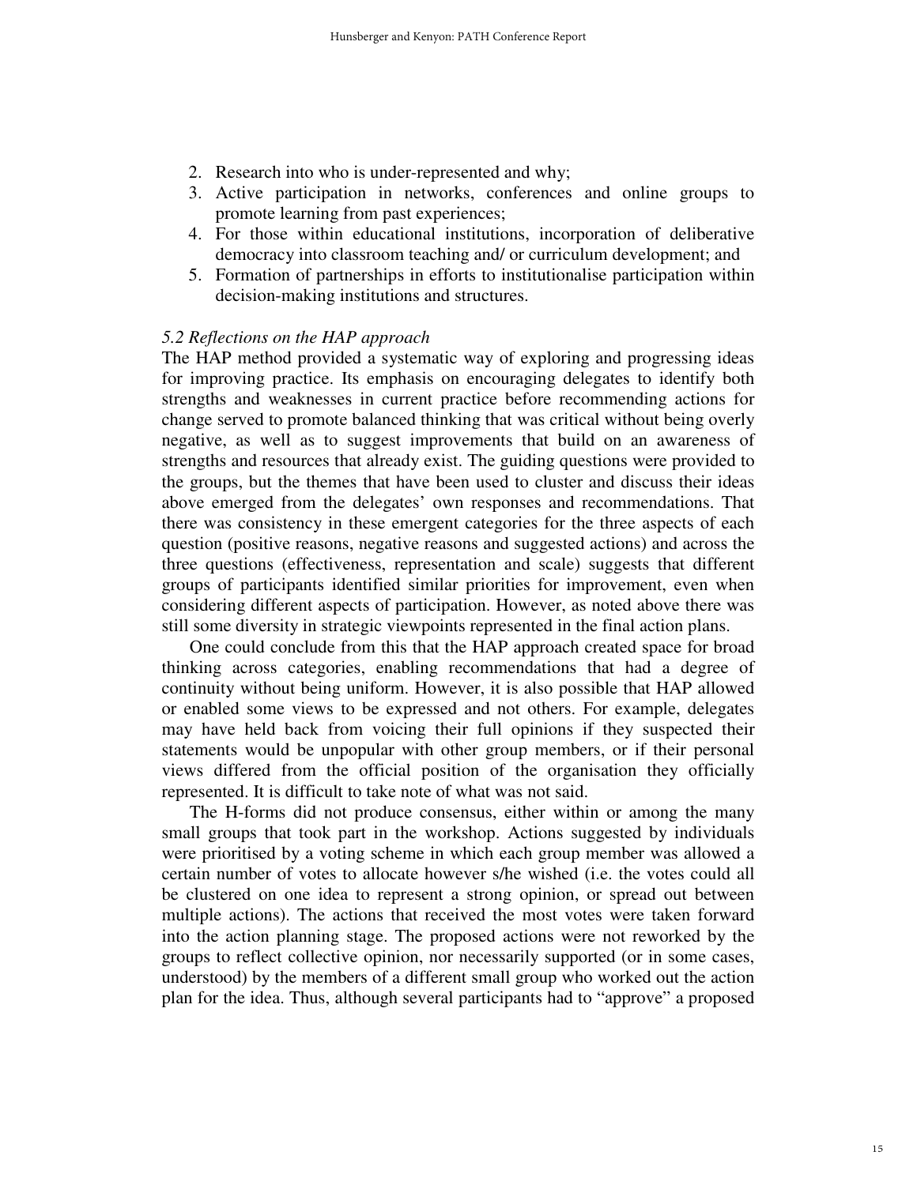2. Research into who is under-represented and why;
3. Active participation in networks, conferences and online groups to promote learning from past experiences;
4. For those within educational institutions, incorporation of deliberative democracy into classroom teaching and/ or curriculum development; and
5. Formation of partnerships in efforts to institutionalise participation within decision-making institutions and structures.

### *5.2 Reflections on the HAP approach*

The HAP method provided a systematic way of exploring and progressing ideas for improving practice. Its emphasis on encouraging delegates to identify both strengths and weaknesses in current practice before recommending actions for change served to promote balanced thinking that was critical without being overly negative, as well as to suggest improvements that build on an awareness of strengths and resources that already exist. The guiding questions were provided to the groups, but the themes that have been used to cluster and discuss their ideas above emerged from the delegates' own responses and recommendations. That there was consistency in these emergent categories for the three aspects of each question (positive reasons, negative reasons and suggested actions) and across the three questions (effectiveness, representation and scale) suggests that different groups of participants identified similar priorities for improvement, even when considering different aspects of participation. However, as noted above there was still some diversity in strategic viewpoints represented in the final action plans.

One could conclude from this that the HAP approach created space for broad thinking across categories, enabling recommendations that had a degree of continuity without being uniform. However, it is also possible that HAP allowed or enabled some views to be expressed and not others. For example, delegates may have held back from voicing their full opinions if they suspected their statements would be unpopular with other group members, or if their personal views differed from the official position of the organisation they officially represented. It is difficult to take note of what was not said.

The H-forms did not produce consensus, either within or among the many small groups that took part in the workshop. Actions suggested by individuals were prioritised by a voting scheme in which each group member was allowed a certain number of votes to allocate however s/he wished (i.e. the votes could all be clustered on one idea to represent a strong opinion, or spread out between multiple actions). The actions that received the most votes were taken forward into the action planning stage. The proposed actions were not reworked by the groups to reflect collective opinion, nor necessarily supported (or in some cases, understood) by the members of a different small group who worked out the action plan for the idea. Thus, although several participants had to "approve" a proposed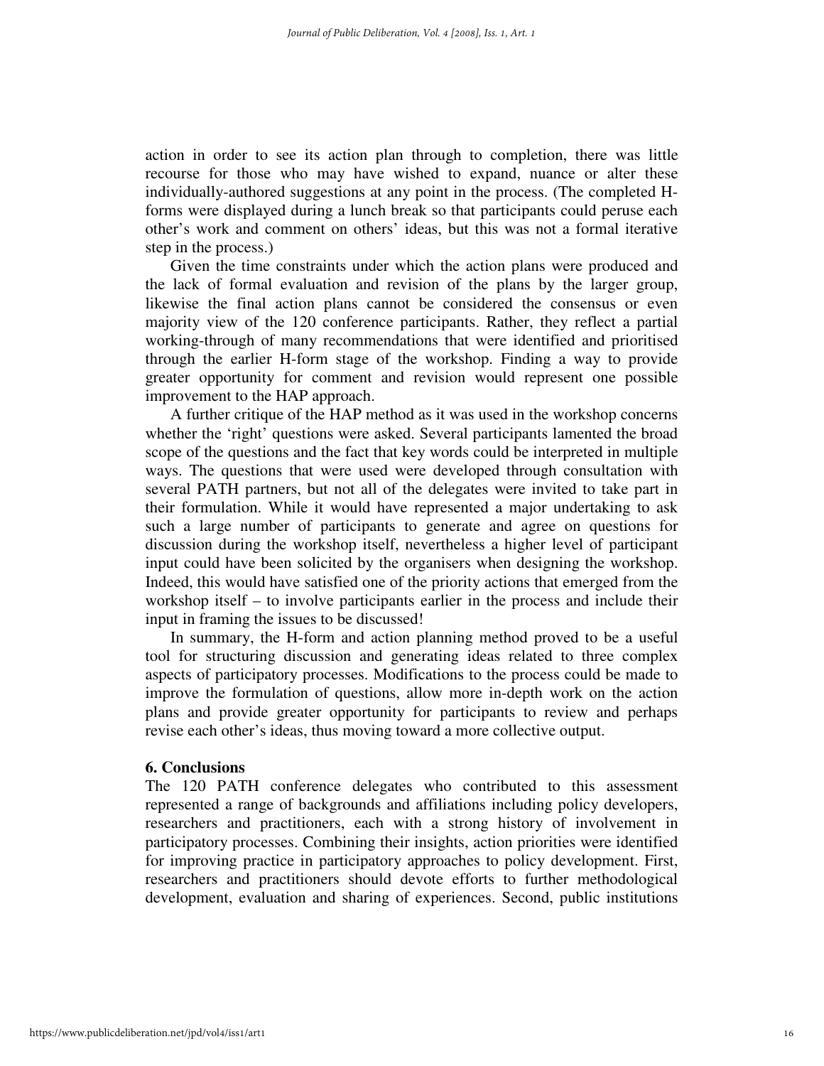action in order to see its action plan through to completion, there was little recourse for those who may have wished to expand, nuance or alter these individually-authored suggestions at any point in the process. (The completed H-forms were displayed during a lunch break so that participants could peruse each other's work and comment on others' ideas, but this was not a formal iterative step in the process.)

Given the time constraints under which the action plans were produced and the lack of formal evaluation and revision of the plans by the larger group, likewise the final action plans cannot be considered the consensus or even majority view of the 120 conference participants. Rather, they reflect a partial working-through of many recommendations that were identified and prioritised through the earlier H-form stage of the workshop. Finding a way to provide greater opportunity for comment and revision would represent one possible improvement to the HAP approach.

A further critique of the HAP method as it was used in the workshop concerns whether the 'right' questions were asked. Several participants lamented the broad scope of the questions and the fact that key words could be interpreted in multiple ways. The questions that were used were developed through consultation with several PATH partners, but not all of the delegates were invited to take part in their formulation. While it would have represented a major undertaking to ask such a large number of participants to generate and agree on questions for discussion during the workshop itself, nevertheless a higher level of participant input could have been solicited by the organisers when designing the workshop. Indeed, this would have satisfied one of the priority actions that emerged from the workshop itself – to involve participants earlier in the process and include their input in framing the issues to be discussed!

In summary, the H-form and action planning method proved to be a useful tool for structuring discussion and generating ideas related to three complex aspects of participatory processes. Modifications to the process could be made to improve the formulation of questions, allow more in-depth work on the action plans and provide greater opportunity for participants to review and perhaps revise each other's ideas, thus moving toward a more collective output.

## 6. Conclusions

The 120 PATH conference delegates who contributed to this assessment represented a range of backgrounds and affiliations including policy developers, researchers and practitioners, each with a strong history of involvement in participatory processes. Combining their insights, action priorities were identified for improving practice in participatory approaches to policy development. First, researchers and practitioners should devote efforts to further methodological development, evaluation and sharing of experiences. Second, public institutions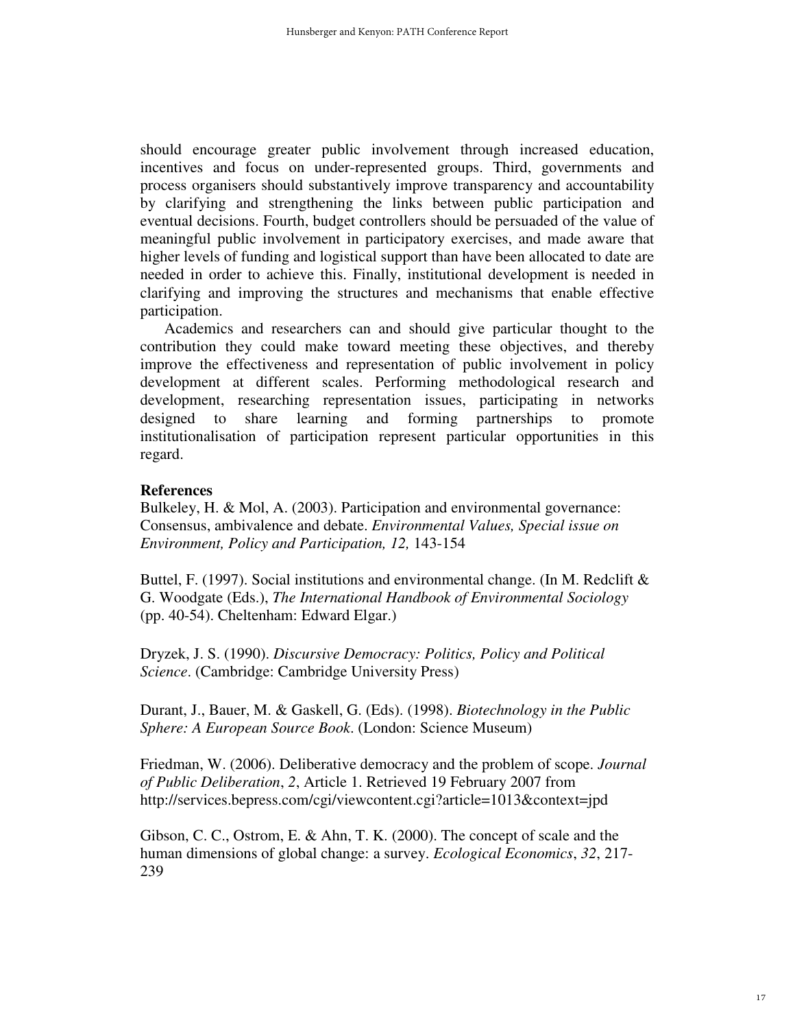should encourage greater public involvement through increased education, incentives and focus on under-represented groups. Third, governments and process organisers should substantively improve transparency and accountability by clarifying and strengthening the links between public participation and eventual decisions. Fourth, budget controllers should be persuaded of the value of meaningful public involvement in participatory exercises, and made aware that higher levels of funding and logistical support than have been allocated to date are needed in order to achieve this. Finally, institutional development is needed in clarifying and improving the structures and mechanisms that enable effective participation.

Academics and researchers can and should give particular thought to the contribution they could make toward meeting these objectives, and thereby improve the effectiveness and representation of public involvement in policy development at different scales. Performing methodological research and development, researching representation issues, participating in networks designed to share learning and forming partnerships to promote institutionalisation of participation represent particular opportunities in this regard.

**References**

Bulkeley, H. & Mol, A. (2003). Participation and environmental governance: Consensus, ambivalence and debate. *Environmental Values, Special issue on Environment, Policy and Participation, 12,* 143-154

Buttel, F. (1997). Social institutions and environmental change. (In M. Redclift & G. Woodgate (Eds.), *The International Handbook of Environmental Sociology* (pp. 40-54). Cheltenham: Edward Elgar.)

Dryzek, J. S. (1990). *Discursive Democracy: Politics, Policy and Political Science*. (Cambridge: Cambridge University Press)

Durant, J., Bauer, M. & Gaskell, G. (Eds). (1998). *Biotechnology in the Public Sphere: A European Source Book*. (London: Science Museum)

Friedman, W. (2006). Deliberative democracy and the problem of scope. *Journal of Public Deliberation*, *2*, Article 1. Retrieved 19 February 2007 from http://services.bepress.com/cgi/viewcontent.cgi?article=1013&context=jpd

Gibson, C. C., Ostrom, E. & Ahn, T. K. (2000). The concept of scale and the human dimensions of global change: a survey. *Ecological Economics*, *32*, 217-239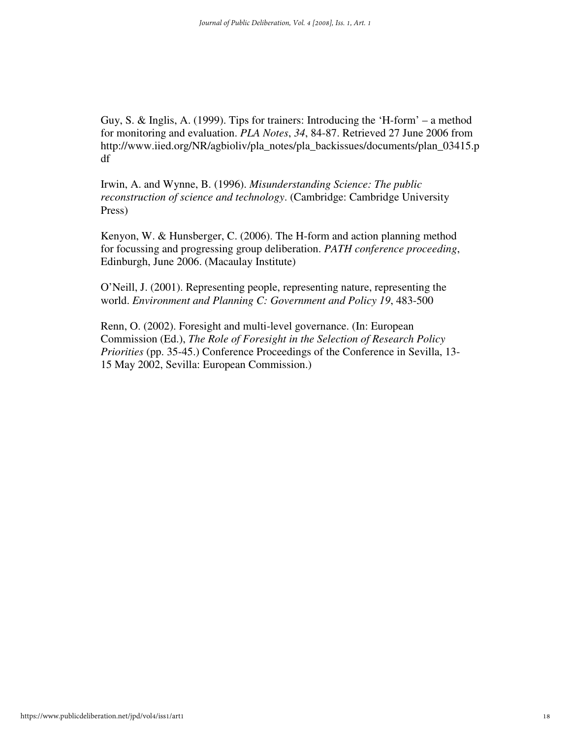Guy, S. & Inglis, A. (1999). Tips for trainers: Introducing the 'H-form' – a method for monitoring and evaluation. *PLA Notes*, *34*, 84-87. Retrieved 27 June 2006 from http://www.iied.org/NR/agbioliv/pla_notes/pla_backissues/documents/plan_03415.pdf

Irwin, A. and Wynne, B. (1996). *Misunderstanding Science: The public reconstruction of science and technology*. (Cambridge: Cambridge University Press)

Kenyon, W. & Hunsberger, C. (2006). The H-form and action planning method for focussing and progressing group deliberation. *PATH conference proceeding*, Edinburgh, June 2006. (Macaulay Institute)

O'Neill, J. (2001). Representing people, representing nature, representing the world. *Environment and Planning C: Government and Policy 19*, 483-500

Renn, O. (2002). Foresight and multi-level governance. (In: European Commission (Ed.), *The Role of Foresight in the Selection of Research Policy Priorities* (pp. 35-45.) Conference Proceedings of the Conference in Sevilla, 13-15 May 2002, Sevilla: European Commission.)